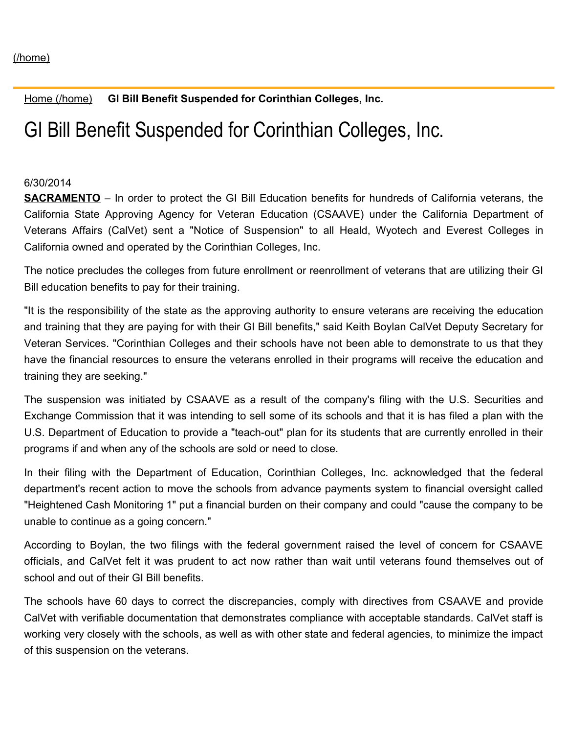(/home)

Home (/home) **GI Bill Benefit Suspended for Corinthian Colleges, Inc.**

# GI Bill Benefit Suspended for Corinthian Colleges, Inc.

6/30/2014

**SACRAMENTO** – In order to protect the GI Bill Education benefits for hundreds of California veterans, the California State Approving Agency for Veteran Education (CSAAVE) under the California Department of Veterans Affairs (CalVet) sent a "Notice of Suspension" to all Heald, Wyotech and Everest Colleges in California owned and operated by the Corinthian Colleges, Inc.

The notice precludes the colleges from future enrollment or reenrollment of veterans that are utilizing their GI Bill education benefits to pay for their training.

"It is the responsibility of the state as the approving authority to ensure veterans are receiving the education and training that they are paying for with their GI Bill benefits," said Keith Boylan CalVet Deputy Secretary for Veteran Services. "Corinthian Colleges and their schools have not been able to demonstrate to us that they have the financial resources to ensure the veterans enrolled in their programs will receive the education and training they are seeking."

The suspension was initiated by CSAAVE as a result of the company's filing with the U.S. Securities and Exchange Commission that it was intending to sell some of its schools and that it is has filed a plan with the U.S. Department of Education to provide a "teach-out" plan for its students that are currently enrolled in their programs if and when any of the schools are sold or need to close.

In their filing with the Department of Education, Corinthian Colleges, Inc. acknowledged that the federal department's recent action to move the schools from advance payments system to financial oversight called "Heightened Cash Monitoring 1" put a financial burden on their company and could "cause the company to be unable to continue as a going concern."

According to Boylan, the two filings with the federal government raised the level of concern for CSAAVE officials, and CalVet felt it was prudent to act now rather than wait until veterans found themselves out of school and out of their GI Bill benefits.

The schools have 60 days to correct the discrepancies, comply with directives from CSAAVE and provide CalVet with verifiable documentation that demonstrates compliance with acceptable standards. CalVet staff is working very closely with the schools, as well as with other state and federal agencies, to minimize the impact of this suspension on the veterans.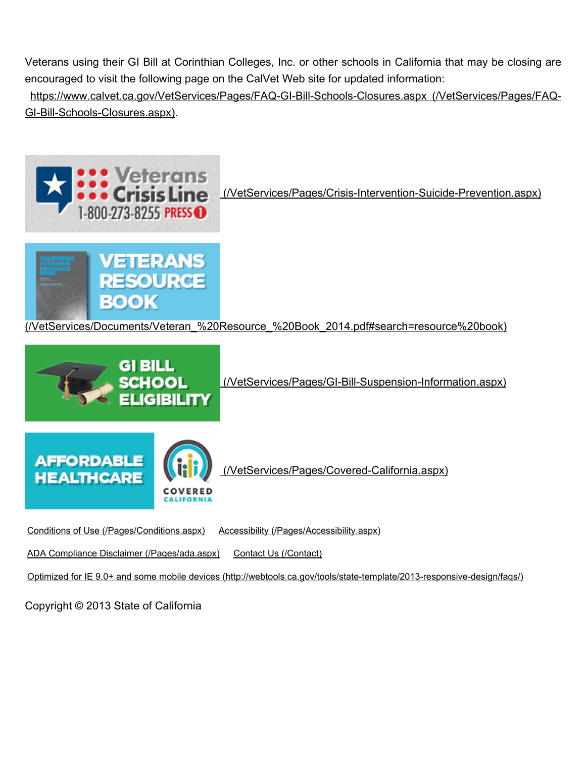Veterans using their GI Bill at Corinthian Colleges, Inc. or other schools in California that may be closing are encouraged to visit the following page on the CalVet Web site for updated information: https://www.calvet.ca.gov/VetServices/Pages/FAQ-GI-Bill-Schools-Closures.aspx (/VetServices/Pages/FAQ-GI-Bill-Schools-Closures.aspx).

Veterans Crisis Line 1-800-273-8255 PRESS 1 (/VetServices/Pages/Crisis-Intervention-Suicide-Prevention.aspx)

VETERANS RESOURCE BOOK (/VetServices/Documents/Veteran_%20Resource_%20Book_2014.pdf#search=resource%20book)

GI BILL SCHOOL ELIGIBILITY (/VetServices/Pages/GI-Bill-Suspension-Information.aspx)

AFFORDABLE HEALTHCARE COVERED CALIFORNIA (/VetServices/Pages/Covered-California.aspx)

Conditions of Use (/Pages/Conditions.aspx) Accessibility (/Pages/Accessibility.aspx)

ADA Compliance Disclaimer (/Pages/ada.aspx) Contact Us (/Contact)

Optimized for IE 9.0+ and some mobile devices (http://webtools.ca.gov/tools/state-template/2013-responsive-design/faqs/)

Copyright © 2013 State of California